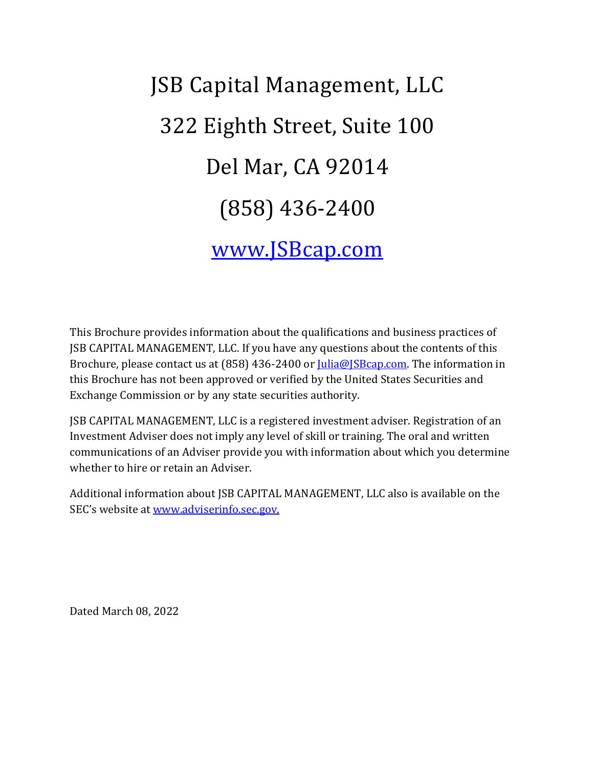# JSB Capital Management, LLC

# 322 Eighth Street, Suite 100

# Del Mar, CA 92014

# (858) 436-2400

# [www.JSBcap.com](http://www.JSBcap.com)

This Brochure provides information about the qualifications and business practices of JSB CAPITAL MANAGEMENT, LLC. If you have any questions about the contents of this Brochure, please contact us at (858) 436-2400 or [Julia@JSBcap.com](mailto:Julia@JSBcap.com). The information in this Brochure has not been approved or verified by the United States Securities and Exchange Commission or by any state securities authority.

JSB CAPITAL MANAGEMENT, LLC is a registered investment adviser. Registration of an Investment Adviser does not imply any level of skill or training. The oral and written communications of an Adviser provide you with information about which you determine whether to hire or retain an Adviser.

Additional information about JSB CAPITAL MANAGEMENT, LLC also is available on the SEC's website at [www.adviserinfo.sec.gov](http://www.adviserinfo.sec.gov).

Dated March 08, 2022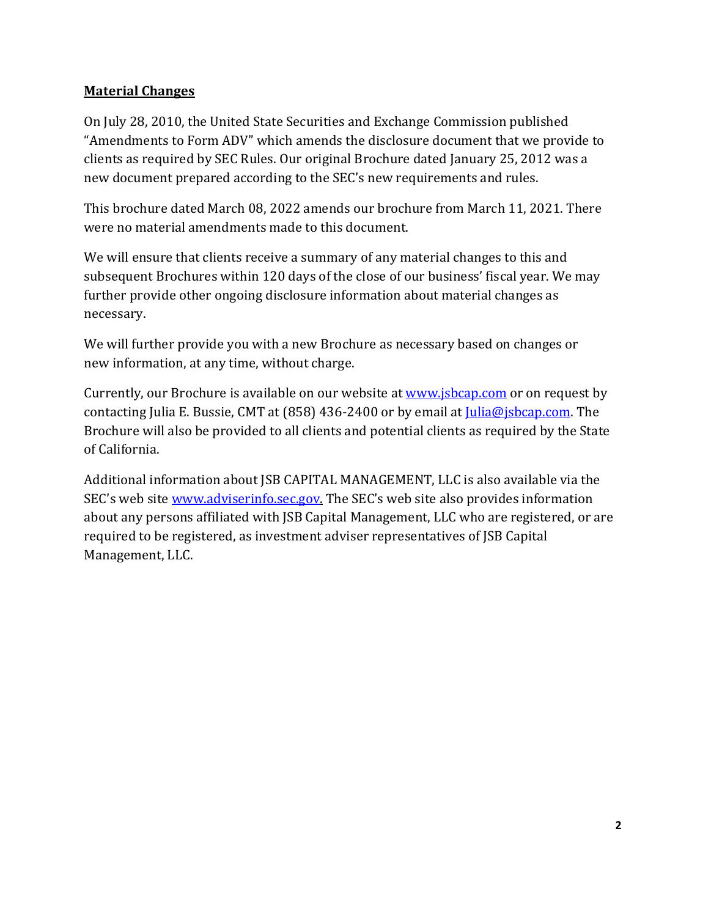## **Material Changes**

On July 28, 2010, the United State Securities and Exchange Commission published "Amendments to Form ADV" which amends the disclosure document that we provide to clients as required by SEC Rules. Our original Brochure dated January 25, 2012 was a new document prepared according to the SEC's new requirements and rules.

This brochure dated March 08, 2022 amends our brochure from March 11, 2021. There were no material amendments made to this document.

We will ensure that clients receive a summary of any material changes to this and subsequent Brochures within 120 days of the close of our business' fiscal year. We may further provide other ongoing disclosure information about material changes as necessary.

We will further provide you with a new Brochure as necessary based on changes or new information, at any time, without charge.

Currently, our Brochure is available on our website at www.jsbcap.com or on request by contacting Julia E. Bussie, CMT at (858) 436-2400 or by email at Julia@jsbcap.com. The Brochure will also be provided to all clients and potential clients as required by the State of California.

Additional information about JSB CAPITAL MANAGEMENT, LLC is also available via the SEC's web site www.adviserinfo.sec.gov. The SEC's web site also provides information about any persons affiliated with JSB Capital Management, LLC who are registered, or are required to be registered, as investment adviser representatives of JSB Capital Management, LLC.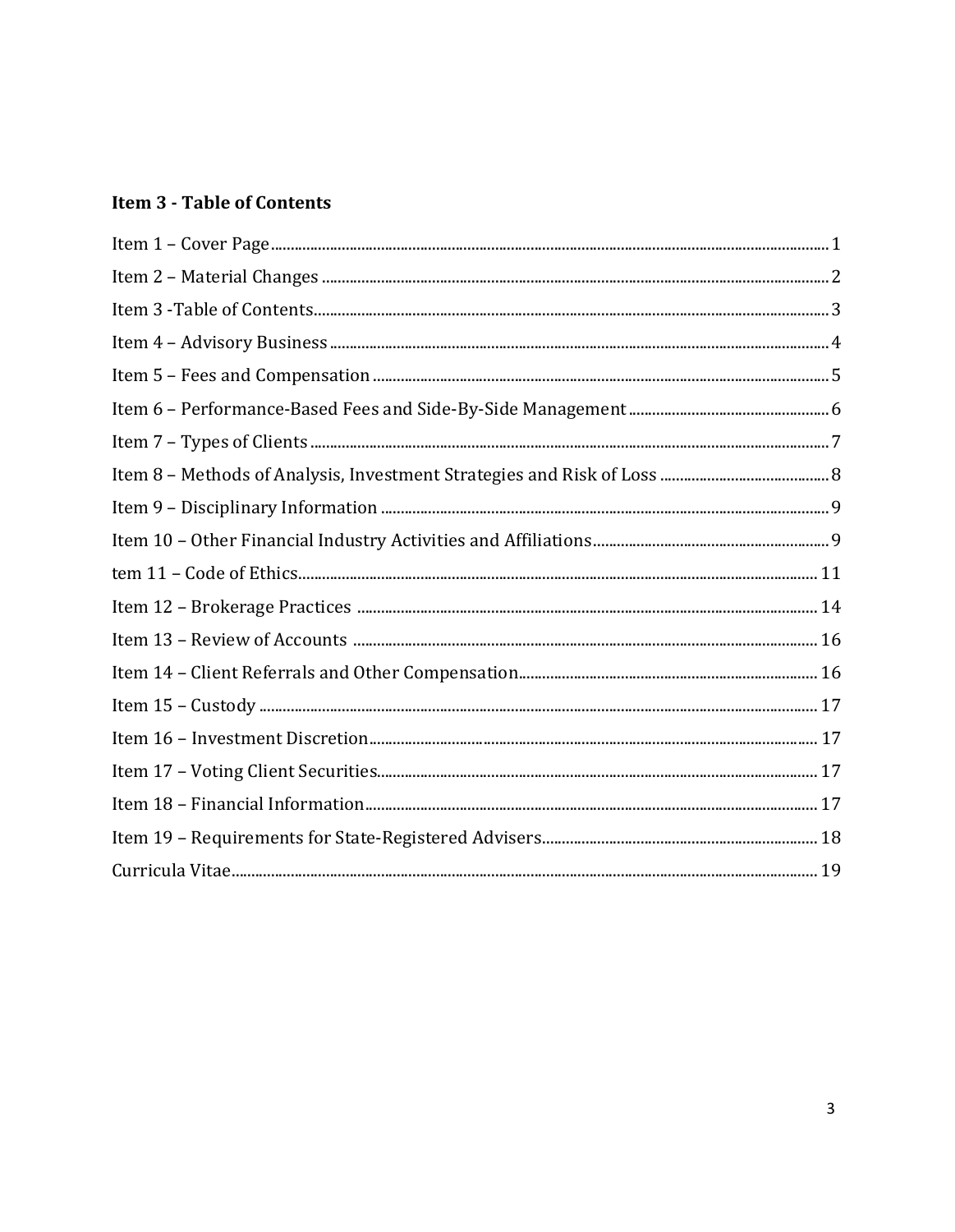## Item 3 - Table of Contents

| | |
|---|---|
| Item 1 – Cover Page | 1 |
| Item 2 – Material Changes | 2 |
| Item 3 -Table of Contents | 3 |
| Item 4 – Advisory Business | 4 |
| Item 5 – Fees and Compensation | 5 |
| Item 6 – Performance-Based Fees and Side-By-Side Management | 6 |
| Item 7 – Types of Clients | 7 |
| Item 8 – Methods of Analysis, Investment Strategies and Risk of Loss | 8 |
| Item 9 – Disciplinary Information | 9 |
| Item 10 – Other Financial Industry Activities and Affiliations | 9 |
| tem 11 – Code of Ethics | 11 |
| Item 12 – Brokerage Practices | 14 |
| Item 13 – Review of Accounts | 16 |
| Item 14 – Client Referrals and Other Compensation | 16 |
| Item 15 – Custody | 17 |
| Item 16 – Investment Discretion | 17 |
| Item 17 – Voting Client Securities | 17 |
| Item 18 – Financial Information | 17 |
| Item 19 – Requirements for State-Registered Advisers | 18 |
| Curricula Vitae | 19 |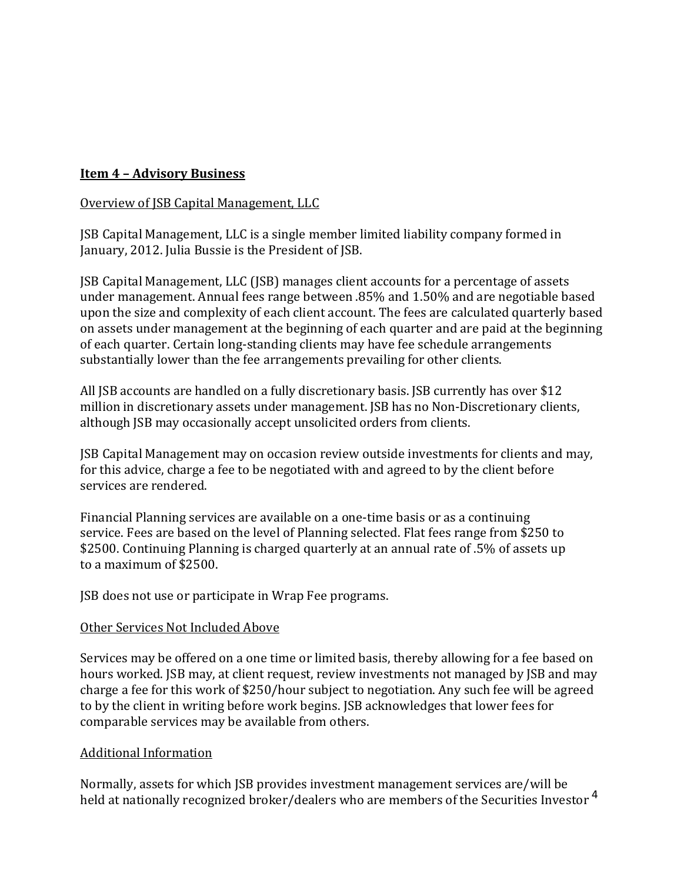## **Item 4 – Advisory Business**

Overview of JSB Capital Management, LLC

JSB Capital Management, LLC is a single member limited liability company formed in January, 2012. Julia Bussie is the President of JSB.

JSB Capital Management, LLC (JSB) manages client accounts for a percentage of assets under management. Annual fees range between .85% and 1.50% and are negotiable based upon the size and complexity of each client account. The fees are calculated quarterly based on assets under management at the beginning of each quarter and are paid at the beginning of each quarter. Certain long-standing clients may have fee schedule arrangements substantially lower than the fee arrangements prevailing for other clients.

All JSB accounts are handled on a fully discretionary basis. JSB currently has over $12 million in discretionary assets under management. JSB has no Non-Discretionary clients, although JSB may occasionally accept unsolicited orders from clients.

JSB Capital Management may on occasion review outside investments for clients and may, for this advice, charge a fee to be negotiated with and agreed to by the client before services are rendered.

Financial Planning services are available on a one-time basis or as a continuing service. Fees are based on the level of Planning selected. Flat fees range from $250 to $2500. Continuing Planning is charged quarterly at an annual rate of .5% of assets up to a maximum of $2500.

JSB does not use or participate in Wrap Fee programs.

Other Services Not Included Above

Services may be offered on a one time or limited basis, thereby allowing for a fee based on hours worked. JSB may, at client request, review investments not managed by JSB and may charge a fee for this work of $250/hour subject to negotiation. Any such fee will be agreed to by the client in writing before work begins. JSB acknowledges that lower fees for comparable services may be available from others.

Additional Information

Normally, assets for which JSB provides investment management services are/will be held at nationally recognized broker/dealers who are members of the Securities Investor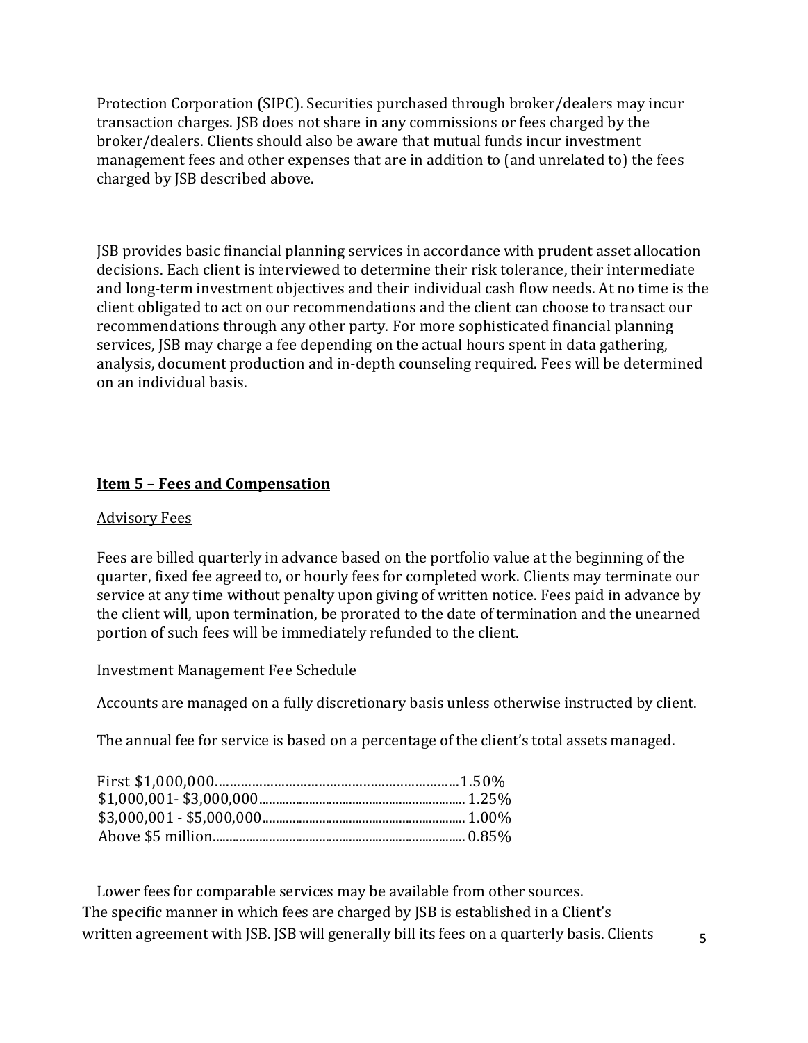Protection Corporation (SIPC). Securities purchased through broker/dealers may incur transaction charges. JSB does not share in any commissions or fees charged by the broker/dealers. Clients should also be aware that mutual funds incur investment management fees and other expenses that are in addition to (and unrelated to) the fees charged by JSB described above.

JSB provides basic financial planning services in accordance with prudent asset allocation decisions. Each client is interviewed to determine their risk tolerance, their intermediate and long-term investment objectives and their individual cash flow needs. At no time is the client obligated to act on our recommendations and the client can choose to transact our recommendations through any other party. For more sophisticated financial planning services, JSB may charge a fee depending on the actual hours spent in data gathering, analysis, document production and in-depth counseling required. Fees will be determined on an individual basis.

## Item 5 – Fees and Compensation

Advisory Fees

Fees are billed quarterly in advance based on the portfolio value at the beginning of the quarter, fixed fee agreed to, or hourly fees for completed work. Clients may terminate our service at any time without penalty upon giving of written notice. Fees paid in advance by the client will, upon termination, be prorated to the date of termination and the unearned portion of such fees will be immediately refunded to the client.

Investment Management Fee Schedule

Accounts are managed on a fully discretionary basis unless otherwise instructed by client.

The annual fee for service is based on a percentage of the client's total assets managed.

First $1,000,000……………………………………………………….1.50%
$1,000,001- $3,000,000............................................................ 1.25%
$3,000,001 - $5,000,000........................................................... 1.00%
Above $5 million........................................................................ 0.85%

Lower fees for comparable services may be available from other sources.
The specific manner in which fees are charged by JSB is established in a Client's written agreement with JSB. JSB will generally bill its fees on a quarterly basis. Clients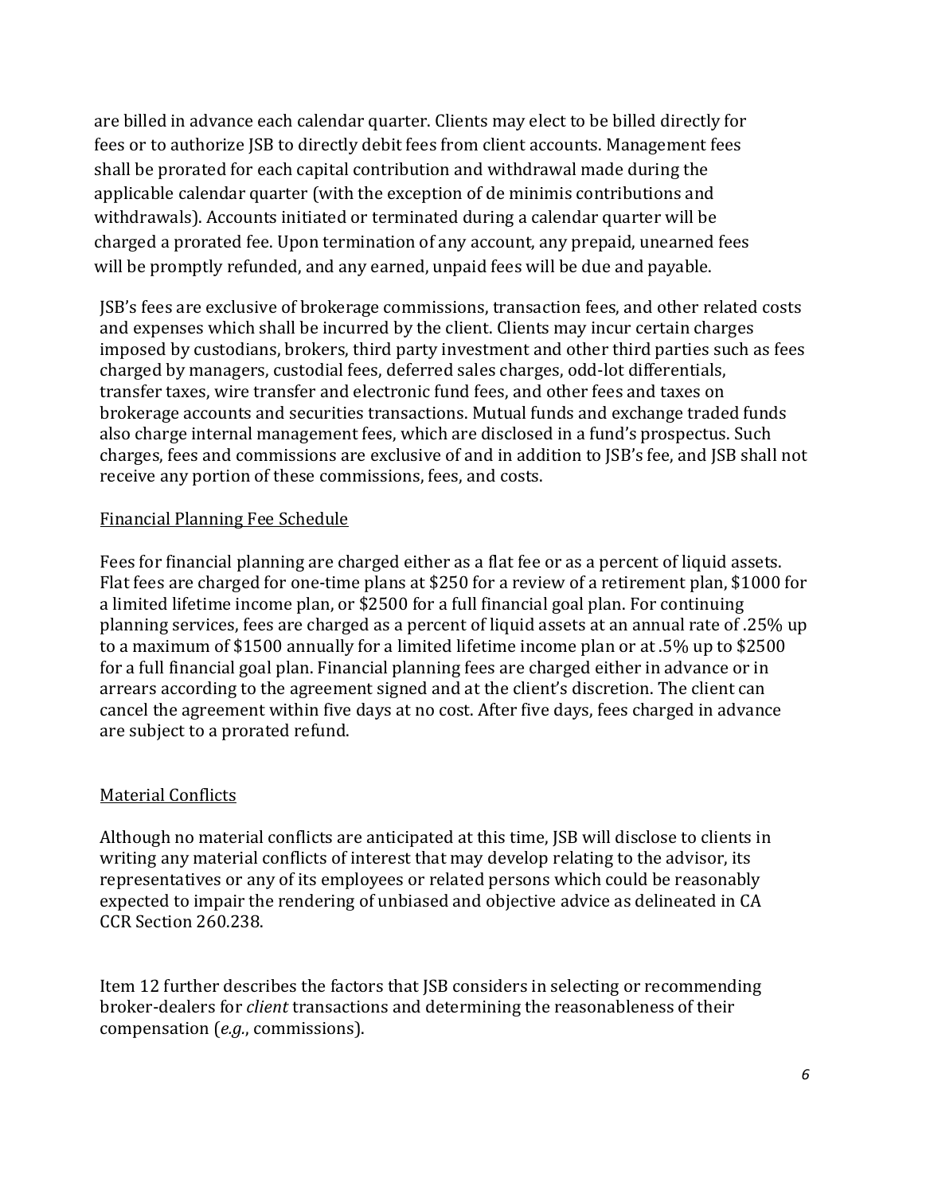are billed in advance each calendar quarter. Clients may elect to be billed directly for fees or to authorize JSB to directly debit fees from client accounts. Management fees shall be prorated for each capital contribution and withdrawal made during the applicable calendar quarter (with the exception of de minimis contributions and withdrawals). Accounts initiated or terminated during a calendar quarter will be charged a prorated fee. Upon termination of any account, any prepaid, unearned fees will be promptly refunded, and any earned, unpaid fees will be due and payable.

JSB's fees are exclusive of brokerage commissions, transaction fees, and other related costs and expenses which shall be incurred by the client. Clients may incur certain charges imposed by custodians, brokers, third party investment and other third parties such as fees charged by managers, custodial fees, deferred sales charges, odd-lot differentials, transfer taxes, wire transfer and electronic fund fees, and other fees and taxes on brokerage accounts and securities transactions. Mutual funds and exchange traded funds also charge internal management fees, which are disclosed in a fund's prospectus. Such charges, fees and commissions are exclusive of and in addition to JSB's fee, and JSB shall not receive any portion of these commissions, fees, and costs.

<u>Financial Planning Fee Schedule</u>

Fees for financial planning are charged either as a flat fee or as a percent of liquid assets. Flat fees are charged for one-time plans at $250 for a review of a retirement plan, $1000 for a limited lifetime income plan, or $2500 for a full financial goal plan. For continuing planning services, fees are charged as a percent of liquid assets at an annual rate of .25% up to a maximum of $1500 annually for a limited lifetime income plan or at .5% up to $2500 for a full financial goal plan. Financial planning fees are charged either in advance or in arrears according to the agreement signed and at the client's discretion. The client can cancel the agreement within five days at no cost. After five days, fees charged in advance are subject to a prorated refund.

<u>Material Conflicts</u>

Although no material conflicts are anticipated at this time, JSB will disclose to clients in writing any material conflicts of interest that may develop relating to the advisor, its representatives or any of its employees or related persons which could be reasonably expected to impair the rendering of unbiased and objective advice as delineated in CA CCR Section 260.238.

Item 12 further describes the factors that JSB considers in selecting or recommending broker-dealers for *client* transactions and determining the reasonableness of their compensation (*e.g.*, commissions).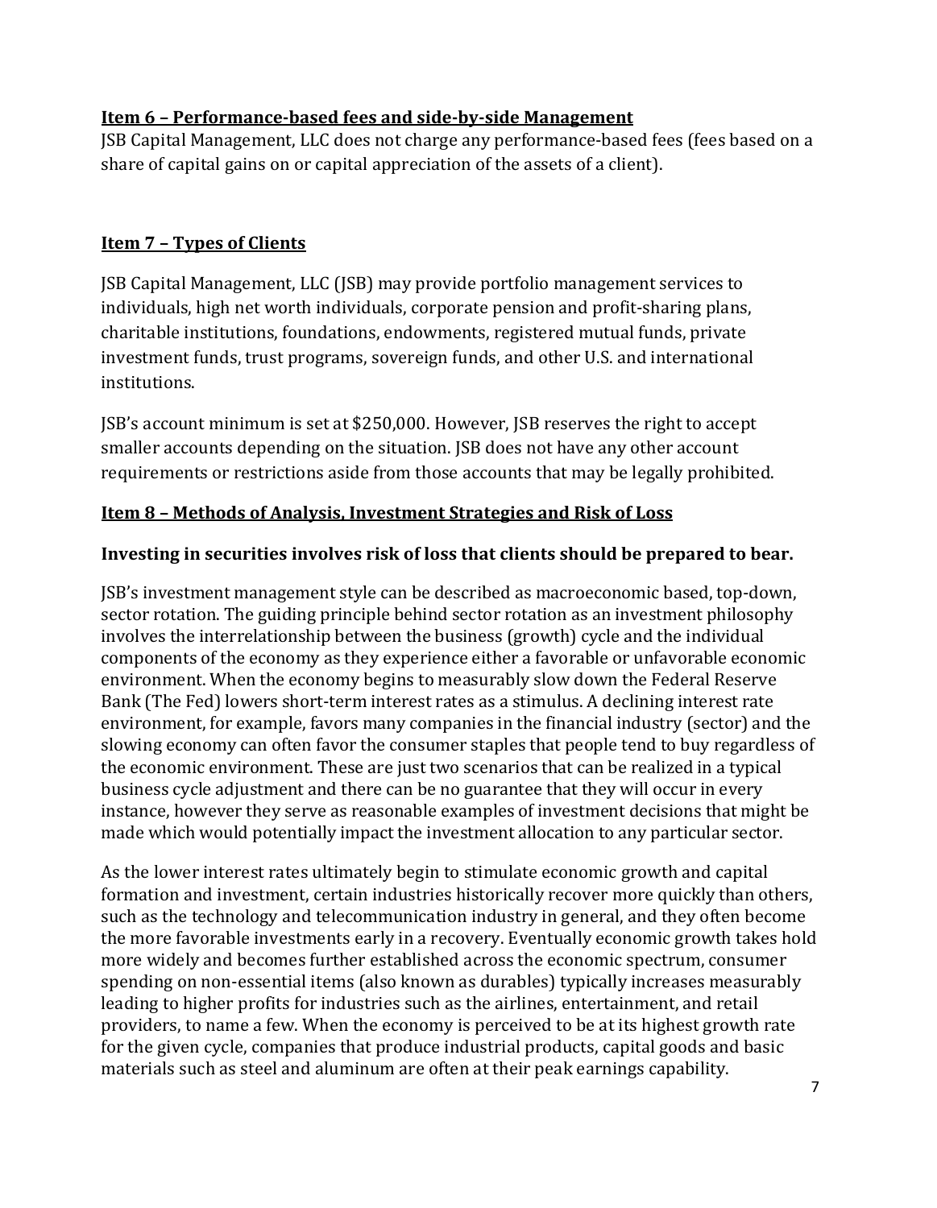## Item 6 – Performance-based fees and side-by-side Management

JSB Capital Management, LLC does not charge any performance-based fees (fees based on a share of capital gains on or capital appreciation of the assets of a client).

## Item 7 – Types of Clients

JSB Capital Management, LLC (JSB) may provide portfolio management services to individuals, high net worth individuals, corporate pension and profit-sharing plans, charitable institutions, foundations, endowments, registered mutual funds, private investment funds, trust programs, sovereign funds, and other U.S. and international institutions.

JSB's account minimum is set at $250,000. However, JSB reserves the right to accept smaller accounts depending on the situation. JSB does not have any other account requirements or restrictions aside from those accounts that may be legally prohibited.

## Item 8 – Methods of Analysis, Investment Strategies and Risk of Loss

**Investing in securities involves risk of loss that clients should be prepared to bear.**

JSB's investment management style can be described as macroeconomic based, top-down, sector rotation. The guiding principle behind sector rotation as an investment philosophy involves the interrelationship between the business (growth) cycle and the individual components of the economy as they experience either a favorable or unfavorable economic environment. When the economy begins to measurably slow down the Federal Reserve Bank (The Fed) lowers short-term interest rates as a stimulus. A declining interest rate environment, for example, favors many companies in the financial industry (sector) and the slowing economy can often favor the consumer staples that people tend to buy regardless of the economic environment. These are just two scenarios that can be realized in a typical business cycle adjustment and there can be no guarantee that they will occur in every instance, however they serve as reasonable examples of investment decisions that might be made which would potentially impact the investment allocation to any particular sector.

As the lower interest rates ultimately begin to stimulate economic growth and capital formation and investment, certain industries historically recover more quickly than others, such as the technology and telecommunication industry in general, and they often become the more favorable investments early in a recovery. Eventually economic growth takes hold more widely and becomes further established across the economic spectrum, consumer spending on non-essential items (also known as durables) typically increases measurably leading to higher profits for industries such as the airlines, entertainment, and retail providers, to name a few. When the economy is perceived to be at its highest growth rate for the given cycle, companies that produce industrial products, capital goods and basic materials such as steel and aluminum are often at their peak earnings capability.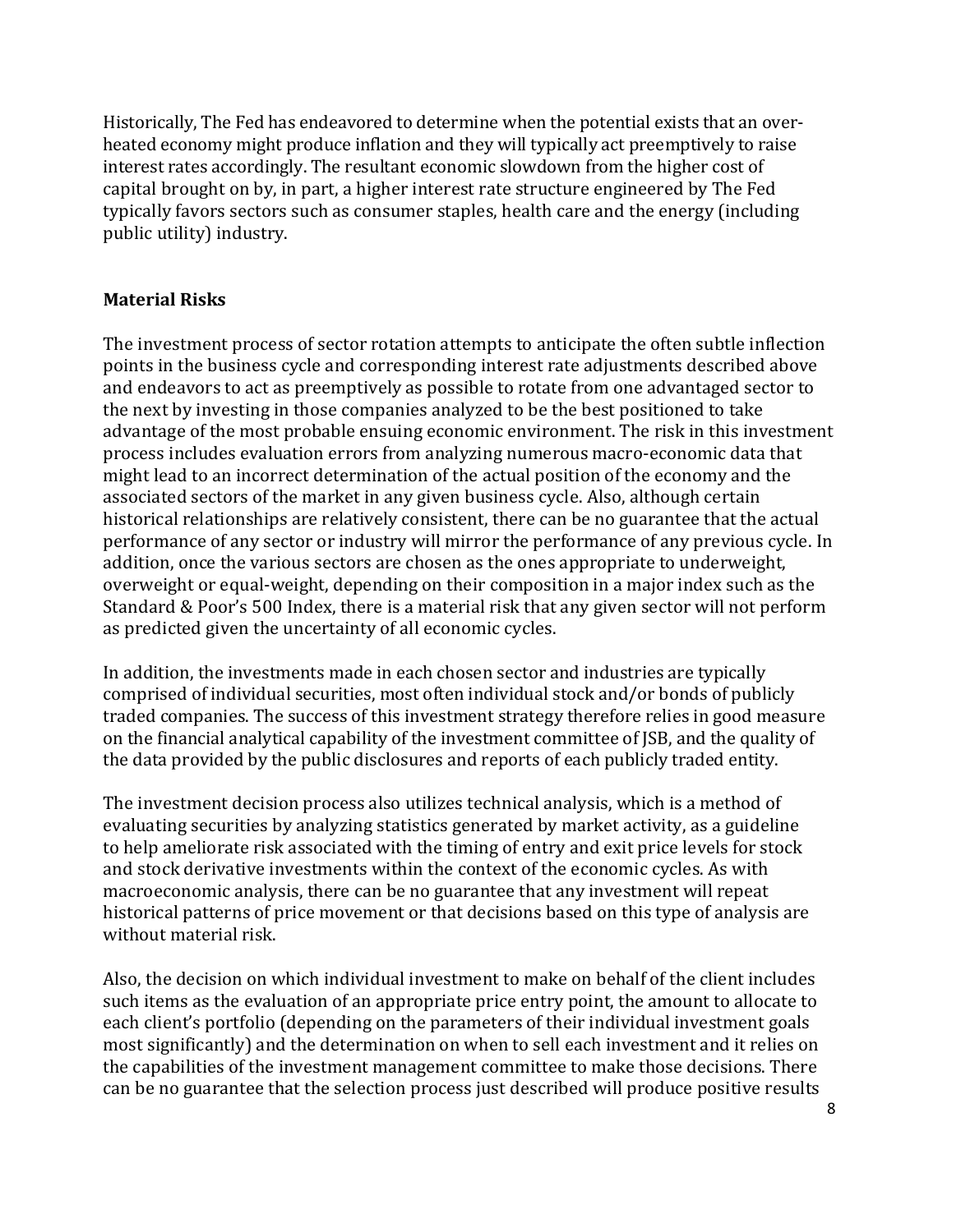Historically, The Fed has endeavored to determine when the potential exists that an over-heated economy might produce inflation and they will typically act preemptively to raise interest rates accordingly. The resultant economic slowdown from the higher cost of capital brought on by, in part, a higher interest rate structure engineered by The Fed typically favors sectors such as consumer staples, health care and the energy (including public utility) industry.

### Material Risks

The investment process of sector rotation attempts to anticipate the often subtle inflection points in the business cycle and corresponding interest rate adjustments described above and endeavors to act as preemptively as possible to rotate from one advantaged sector to the next by investing in those companies analyzed to be the best positioned to take advantage of the most probable ensuing economic environment. The risk in this investment process includes evaluation errors from analyzing numerous macro-economic data that might lead to an incorrect determination of the actual position of the economy and the associated sectors of the market in any given business cycle. Also, although certain historical relationships are relatively consistent, there can be no guarantee that the actual performance of any sector or industry will mirror the performance of any previous cycle. In addition, once the various sectors are chosen as the ones appropriate to underweight, overweight or equal-weight, depending on their composition in a major index such as the Standard & Poor's 500 Index, there is a material risk that any given sector will not perform as predicted given the uncertainty of all economic cycles.

In addition, the investments made in each chosen sector and industries are typically comprised of individual securities, most often individual stock and/or bonds of publicly traded companies. The success of this investment strategy therefore relies in good measure on the financial analytical capability of the investment committee of JSB, and the quality of the data provided by the public disclosures and reports of each publicly traded entity.

The investment decision process also utilizes technical analysis, which is a method of evaluating securities by analyzing statistics generated by market activity, as a guideline to help ameliorate risk associated with the timing of entry and exit price levels for stock and stock derivative investments within the context of the economic cycles. As with macroeconomic analysis, there can be no guarantee that any investment will repeat historical patterns of price movement or that decisions based on this type of analysis are without material risk.

Also, the decision on which individual investment to make on behalf of the client includes such items as the evaluation of an appropriate price entry point, the amount to allocate to each client's portfolio (depending on the parameters of their individual investment goals most significantly) and the determination on when to sell each investment and it relies on the capabilities of the investment management committee to make those decisions. There can be no guarantee that the selection process just described will produce positive results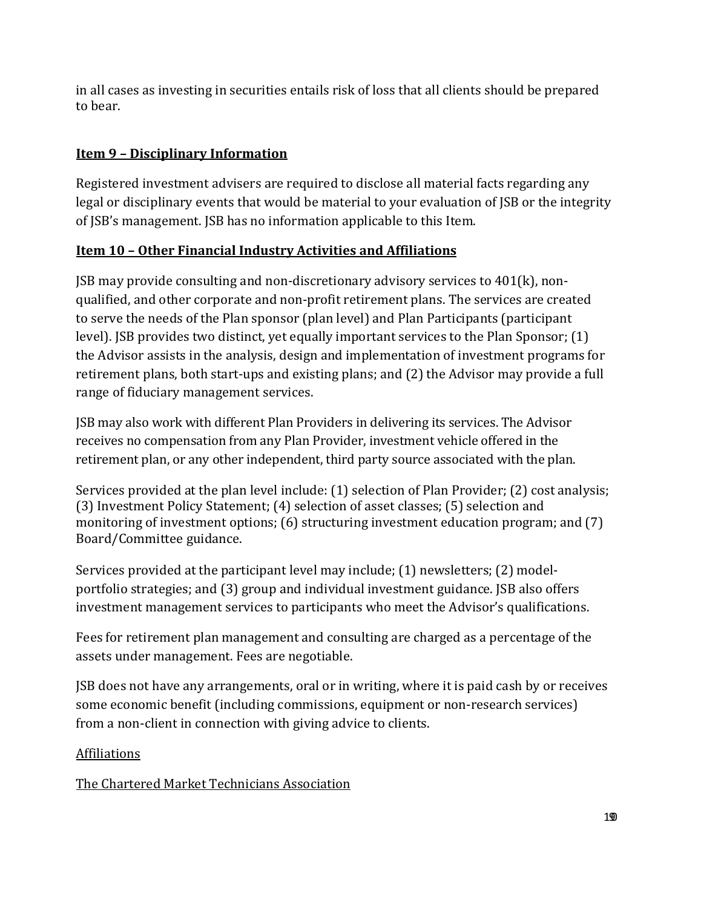in all cases as investing in securities entails risk of loss that all clients should be prepared to bear.

## Item 9 – Disciplinary Information

Registered investment advisers are required to disclose all material facts regarding any legal or disciplinary events that would be material to your evaluation of JSB or the integrity of JSB's management. JSB has no information applicable to this Item.

## Item 10 – Other Financial Industry Activities and Affiliations

JSB may provide consulting and non-discretionary advisory services to 401(k), non-qualified, and other corporate and non-profit retirement plans. The services are created to serve the needs of the Plan sponsor (plan level) and Plan Participants (participant level). JSB provides two distinct, yet equally important services to the Plan Sponsor; (1) the Advisor assists in the analysis, design and implementation of investment programs for retirement plans, both start-ups and existing plans; and (2) the Advisor may provide a full range of fiduciary management services.

JSB may also work with different Plan Providers in delivering its services. The Advisor receives no compensation from any Plan Provider, investment vehicle offered in the retirement plan, or any other independent, third party source associated with the plan.

Services provided at the plan level include: (1) selection of Plan Provider; (2) cost analysis; (3) Investment Policy Statement; (4) selection of asset classes; (5) selection and monitoring of investment options; (6) structuring investment education program; and (7) Board/Committee guidance.

Services provided at the participant level may include; (1) newsletters; (2) model-portfolio strategies; and (3) group and individual investment guidance. JSB also offers investment management services to participants who meet the Advisor's qualifications.

Fees for retirement plan management and consulting are charged as a percentage of the assets under management. Fees are negotiable.

JSB does not have any arrangements, oral or in writing, where it is paid cash by or receives some economic benefit (including commissions, equipment or non-research services) from a non-client in connection with giving advice to clients.

Affiliations

The Chartered Market Technicians Association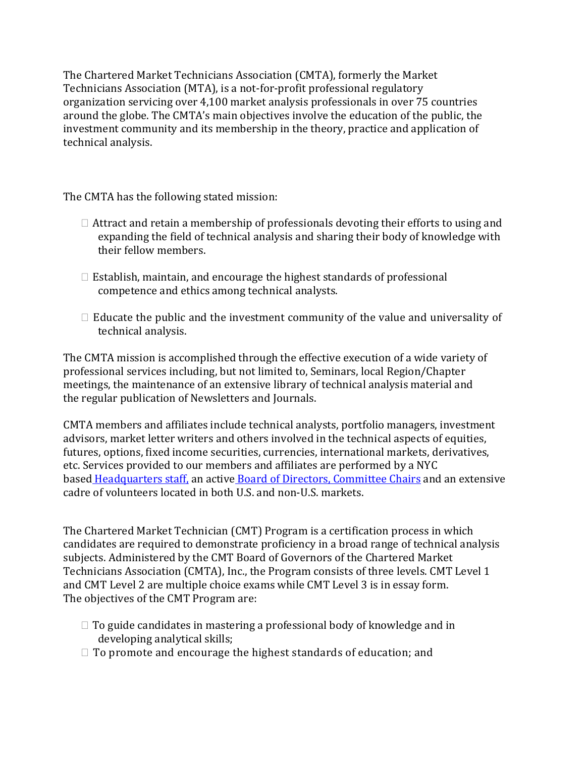The Chartered Market Technicians Association (CMTA), formerly the Market Technicians Association (MTA), is a not-for-profit professional regulatory organization servicing over 4,100 market analysis professionals in over 75 countries around the globe. The CMTA's main objectives involve the education of the public, the investment community and its membership in the theory, practice and application of technical analysis.

The CMTA has the following stated mission:

- Attract and retain a membership of professionals devoting their efforts to using and expanding the field of technical analysis and sharing their body of knowledge with their fellow members.
- Establish, maintain, and encourage the highest standards of professional competence and ethics among technical analysts.
- Educate the public and the investment community of the value and universality of technical analysis.

The CMTA mission is accomplished through the effective execution of a wide variety of professional services including, but not limited to, Seminars, local Region/Chapter meetings, the maintenance of an extensive library of technical analysis material and the regular publication of Newsletters and Journals.

CMTA members and affiliates include technical analysts, portfolio managers, investment advisors, market letter writers and others involved in the technical aspects of equities, futures, options, fixed income securities, currencies, international markets, derivatives, etc. Services provided to our members and affiliates are performed by a NYC based Headquarters staff, an active Board of Directors, Committee Chairs and an extensive cadre of volunteers located in both U.S. and non-U.S. markets.

The Chartered Market Technician (CMT) Program is a certification process in which candidates are required to demonstrate proficiency in a broad range of technical analysis subjects. Administered by the CMT Board of Governors of the Chartered Market Technicians Association (CMTA), Inc., the Program consists of three levels. CMT Level 1 and CMT Level 2 are multiple choice exams while CMT Level 3 is in essay form. The objectives of the CMT Program are:

- To guide candidates in mastering a professional body of knowledge and in developing analytical skills;
- To promote and encourage the highest standards of education; and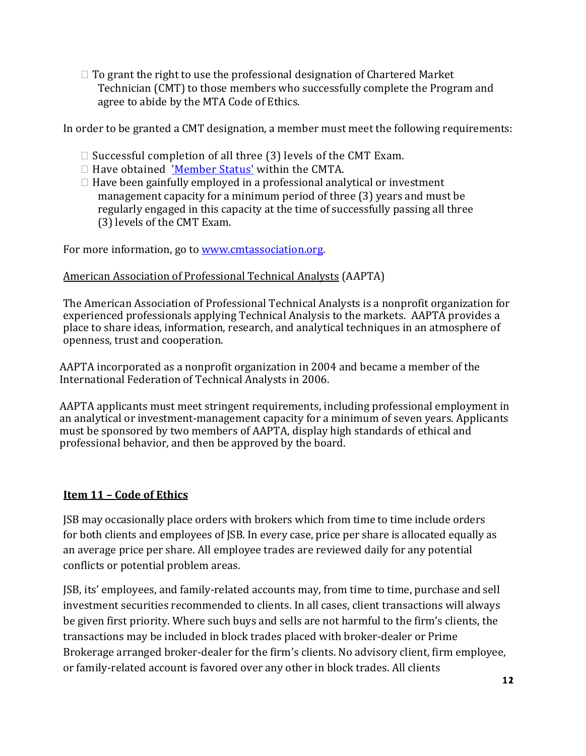- To grant the right to use the professional designation of Chartered Market Technician (CMT) to those members who successfully complete the Program and agree to abide by the MTA Code of Ethics.

In order to be granted a CMT designation, a member must meet the following requirements:

- Successful completion of all three (3) levels of the CMT Exam.
- Have obtained ['Member Status'] within the CMTA.
- Have been gainfully employed in a professional analytical or investment management capacity for a minimum period of three (3) years and must be regularly engaged in this capacity at the time of successfully passing all three (3) levels of the CMT Exam.

For more information, go to www.cmtassociation.org.

American Association of Professional Technical Analysts (AAPTA)

The American Association of Professional Technical Analysts is a nonprofit organization for experienced professionals applying Technical Analysis to the markets. AAPTA provides a place to share ideas, information, research, and analytical techniques in an atmosphere of openness, trust and cooperation.

AAPTA incorporated as a nonprofit organization in 2004 and became a member of the International Federation of Technical Analysts in 2006.

AAPTA applicants must meet stringent requirements, including professional employment in an analytical or investment-management capacity for a minimum of seven years. Applicants must be sponsored by two members of AAPTA, display high standards of ethical and professional behavior, and then be approved by the board.

## Item 11 – Code of Ethics

JSB may occasionally place orders with brokers which from time to time include orders for both clients and employees of JSB. In every case, price per share is allocated equally as an average price per share. All employee trades are reviewed daily for any potential conflicts or potential problem areas.

JSB, its' employees, and family-related accounts may, from time to time, purchase and sell investment securities recommended to clients. In all cases, client transactions will always be given first priority. Where such buys and sells are not harmful to the firm's clients, the transactions may be included in block trades placed with broker-dealer or Prime Brokerage arranged broker-dealer for the firm's clients. No advisory client, firm employee, or family-related account is favored over any other in block trades. All clients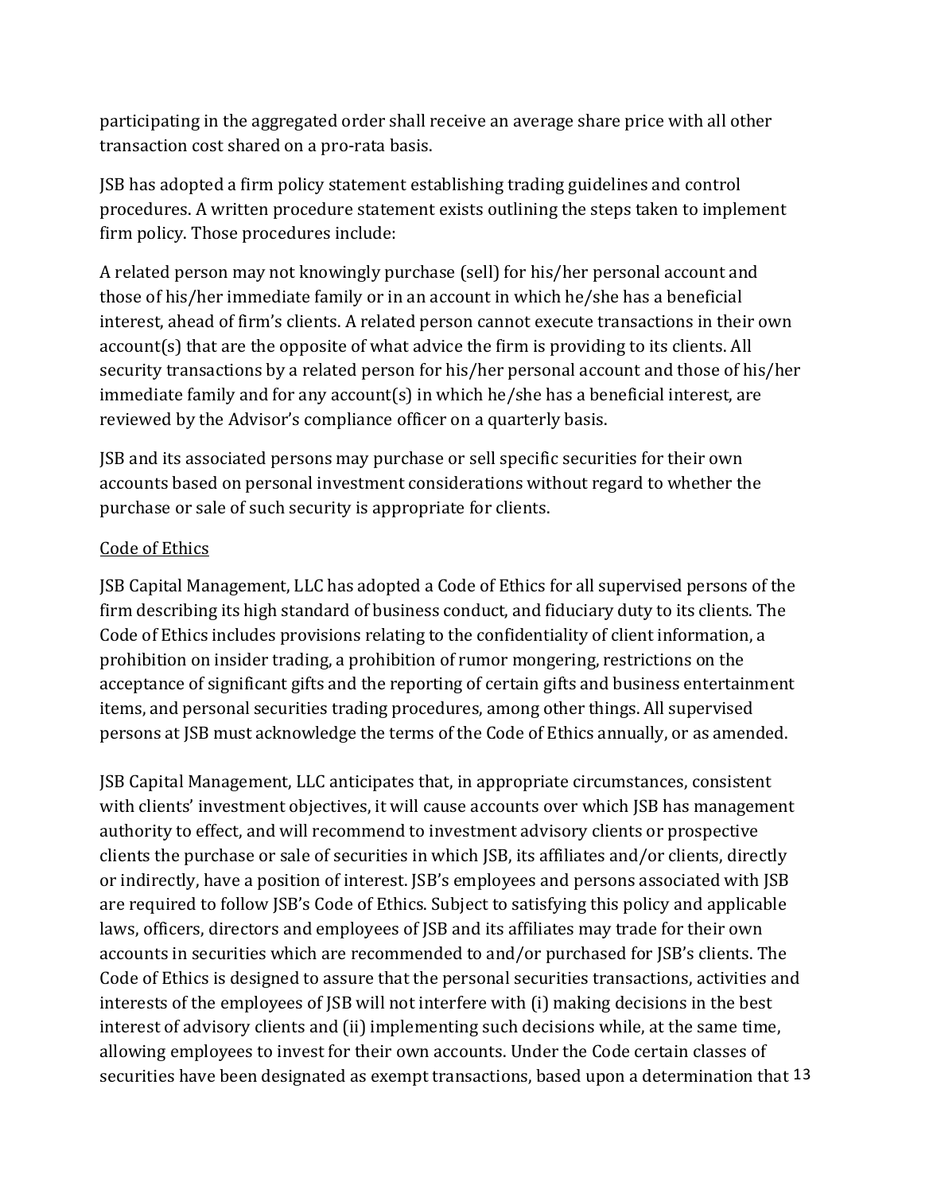participating in the aggregated order shall receive an average share price with all other transaction cost shared on a pro-rata basis.

JSB has adopted a firm policy statement establishing trading guidelines and control procedures. A written procedure statement exists outlining the steps taken to implement firm policy. Those procedures include:

A related person may not knowingly purchase (sell) for his/her personal account and those of his/her immediate family or in an account in which he/she has a beneficial interest, ahead of firm's clients. A related person cannot execute transactions in their own account(s) that are the opposite of what advice the firm is providing to its clients. All security transactions by a related person for his/her personal account and those of his/her immediate family and for any account(s) in which he/she has a beneficial interest, are reviewed by the Advisor's compliance officer on a quarterly basis.

JSB and its associated persons may purchase or sell specific securities for their own accounts based on personal investment considerations without regard to whether the purchase or sale of such security is appropriate for clients.

<u>Code of Ethics</u>

JSB Capital Management, LLC has adopted a Code of Ethics for all supervised persons of the firm describing its high standard of business conduct, and fiduciary duty to its clients. The Code of Ethics includes provisions relating to the confidentiality of client information, a prohibition on insider trading, a prohibition of rumor mongering, restrictions on the acceptance of significant gifts and the reporting of certain gifts and business entertainment items, and personal securities trading procedures, among other things. All supervised persons at JSB must acknowledge the terms of the Code of Ethics annually, or as amended.

JSB Capital Management, LLC anticipates that, in appropriate circumstances, consistent with clients' investment objectives, it will cause accounts over which JSB has management authority to effect, and will recommend to investment advisory clients or prospective clients the purchase or sale of securities in which JSB, its affiliates and/or clients, directly or indirectly, have a position of interest. JSB's employees and persons associated with JSB are required to follow JSB's Code of Ethics. Subject to satisfying this policy and applicable laws, officers, directors and employees of JSB and its affiliates may trade for their own accounts in securities which are recommended to and/or purchased for JSB's clients. The Code of Ethics is designed to assure that the personal securities transactions, activities and interests of the employees of JSB will not interfere with (i) making decisions in the best interest of advisory clients and (ii) implementing such decisions while, at the same time, allowing employees to invest for their own accounts. Under the Code certain classes of securities have been designated as exempt transactions, based upon a determination that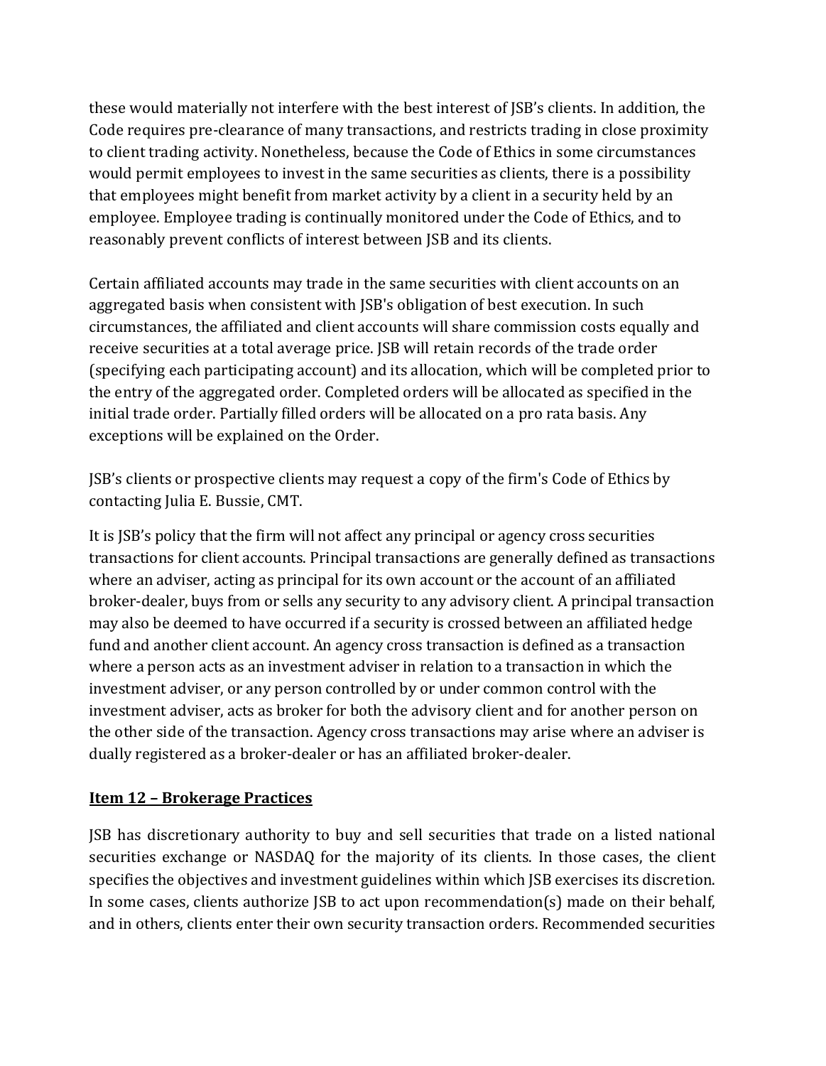these would materially not interfere with the best interest of JSB's clients. In addition, the Code requires pre-clearance of many transactions, and restricts trading in close proximity to client trading activity. Nonetheless, because the Code of Ethics in some circumstances would permit employees to invest in the same securities as clients, there is a possibility that employees might benefit from market activity by a client in a security held by an employee. Employee trading is continually monitored under the Code of Ethics, and to reasonably prevent conflicts of interest between JSB and its clients.

Certain affiliated accounts may trade in the same securities with client accounts on an aggregated basis when consistent with JSB's obligation of best execution. In such circumstances, the affiliated and client accounts will share commission costs equally and receive securities at a total average price. JSB will retain records of the trade order (specifying each participating account) and its allocation, which will be completed prior to the entry of the aggregated order. Completed orders will be allocated as specified in the initial trade order. Partially filled orders will be allocated on a pro rata basis. Any exceptions will be explained on the Order.

JSB's clients or prospective clients may request a copy of the firm's Code of Ethics by contacting Julia E. Bussie, CMT.

It is JSB's policy that the firm will not affect any principal or agency cross securities transactions for client accounts. Principal transactions are generally defined as transactions where an adviser, acting as principal for its own account or the account of an affiliated broker-dealer, buys from or sells any security to any advisory client. A principal transaction may also be deemed to have occurred if a security is crossed between an affiliated hedge fund and another client account. An agency cross transaction is defined as a transaction where a person acts as an investment adviser in relation to a transaction in which the investment adviser, or any person controlled by or under common control with the investment adviser, acts as broker for both the advisory client and for another person on the other side of the transaction. Agency cross transactions may arise where an adviser is dually registered as a broker-dealer or has an affiliated broker-dealer.

## Item 12 – Brokerage Practices

JSB has discretionary authority to buy and sell securities that trade on a listed national securities exchange or NASDAQ for the majority of its clients. In those cases, the client specifies the objectives and investment guidelines within which JSB exercises its discretion. In some cases, clients authorize JSB to act upon recommendation(s) made on their behalf, and in others, clients enter their own security transaction orders. Recommended securities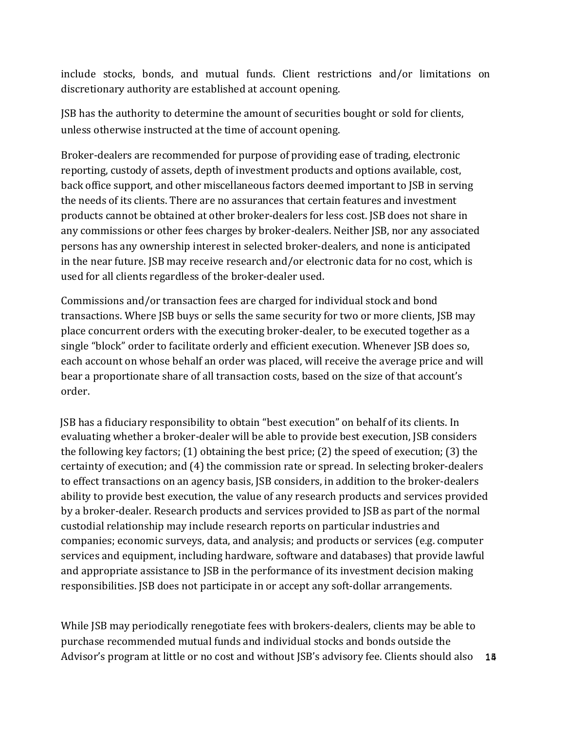include stocks, bonds, and mutual funds. Client restrictions and/or limitations on discretionary authority are established at account opening.

JSB has the authority to determine the amount of securities bought or sold for clients, unless otherwise instructed at the time of account opening.

Broker-dealers are recommended for purpose of providing ease of trading, electronic reporting, custody of assets, depth of investment products and options available, cost, back office support, and other miscellaneous factors deemed important to JSB in serving the needs of its clients. There are no assurances that certain features and investment products cannot be obtained at other broker-dealers for less cost. JSB does not share in any commissions or other fees charges by broker-dealers. Neither JSB, nor any associated persons has any ownership interest in selected broker-dealers, and none is anticipated in the near future. JSB may receive research and/or electronic data for no cost, which is used for all clients regardless of the broker-dealer used.

Commissions and/or transaction fees are charged for individual stock and bond transactions. Where JSB buys or sells the same security for two or more clients, JSB may place concurrent orders with the executing broker-dealer, to be executed together as a single "block" order to facilitate orderly and efficient execution. Whenever JSB does so, each account on whose behalf an order was placed, will receive the average price and will bear a proportionate share of all transaction costs, based on the size of that account's order.

JSB has a fiduciary responsibility to obtain "best execution" on behalf of its clients. In evaluating whether a broker-dealer will be able to provide best execution, JSB considers the following key factors; (1) obtaining the best price; (2) the speed of execution; (3) the certainty of execution; and (4) the commission rate or spread. In selecting broker-dealers to effect transactions on an agency basis, JSB considers, in addition to the broker-dealers ability to provide best execution, the value of any research products and services provided by a broker-dealer. Research products and services provided to JSB as part of the normal custodial relationship may include research reports on particular industries and companies; economic surveys, data, and analysis; and products or services (e.g. computer services and equipment, including hardware, software and databases) that provide lawful and appropriate assistance to JSB in the performance of its investment decision making responsibilities. JSB does not participate in or accept any soft-dollar arrangements.

While JSB may periodically renegotiate fees with brokers-dealers, clients may be able to purchase recommended mutual funds and individual stocks and bonds outside the Advisor's program at little or no cost and without JSB's advisory fee. Clients should also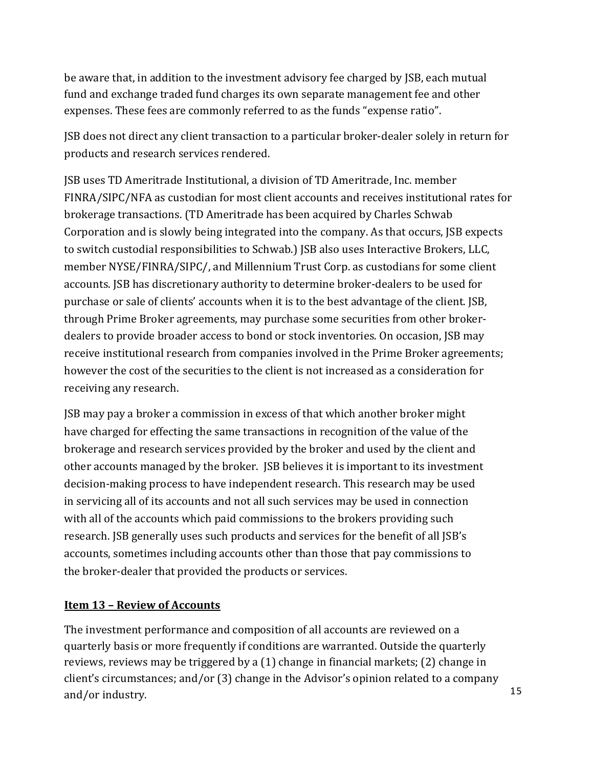be aware that, in addition to the investment advisory fee charged by JSB, each mutual fund and exchange traded fund charges its own separate management fee and other expenses. These fees are commonly referred to as the funds "expense ratio".

JSB does not direct any client transaction to a particular broker-dealer solely in return for products and research services rendered.

JSB uses TD Ameritrade Institutional, a division of TD Ameritrade, Inc. member FINRA/SIPC/NFA as custodian for most client accounts and receives institutional rates for brokerage transactions. (TD Ameritrade has been acquired by Charles Schwab Corporation and is slowly being integrated into the company. As that occurs, JSB expects to switch custodial responsibilities to Schwab.) JSB also uses Interactive Brokers, LLC, member NYSE/FINRA/SIPC/, and Millennium Trust Corp. as custodians for some client accounts. JSB has discretionary authority to determine broker-dealers to be used for purchase or sale of clients' accounts when it is to the best advantage of the client. JSB, through Prime Broker agreements, may purchase some securities from other broker-dealers to provide broader access to bond or stock inventories. On occasion, JSB may receive institutional research from companies involved in the Prime Broker agreements; however the cost of the securities to the client is not increased as a consideration for receiving any research.

JSB may pay a broker a commission in excess of that which another broker might have charged for effecting the same transactions in recognition of the value of the brokerage and research services provided by the broker and used by the client and other accounts managed by the broker. JSB believes it is important to its investment decision-making process to have independent research. This research may be used in servicing all of its accounts and not all such services may be used in connection with all of the accounts which paid commissions to the brokers providing such research. JSB generally uses such products and services for the benefit of all JSB's accounts, sometimes including accounts other than those that pay commissions to the broker-dealer that provided the products or services.

## Item 13 – Review of Accounts

The investment performance and composition of all accounts are reviewed on a quarterly basis or more frequently if conditions are warranted. Outside the quarterly reviews, reviews may be triggered by a (1) change in financial markets; (2) change in client's circumstances; and/or (3) change in the Advisor's opinion related to a company and/or industry.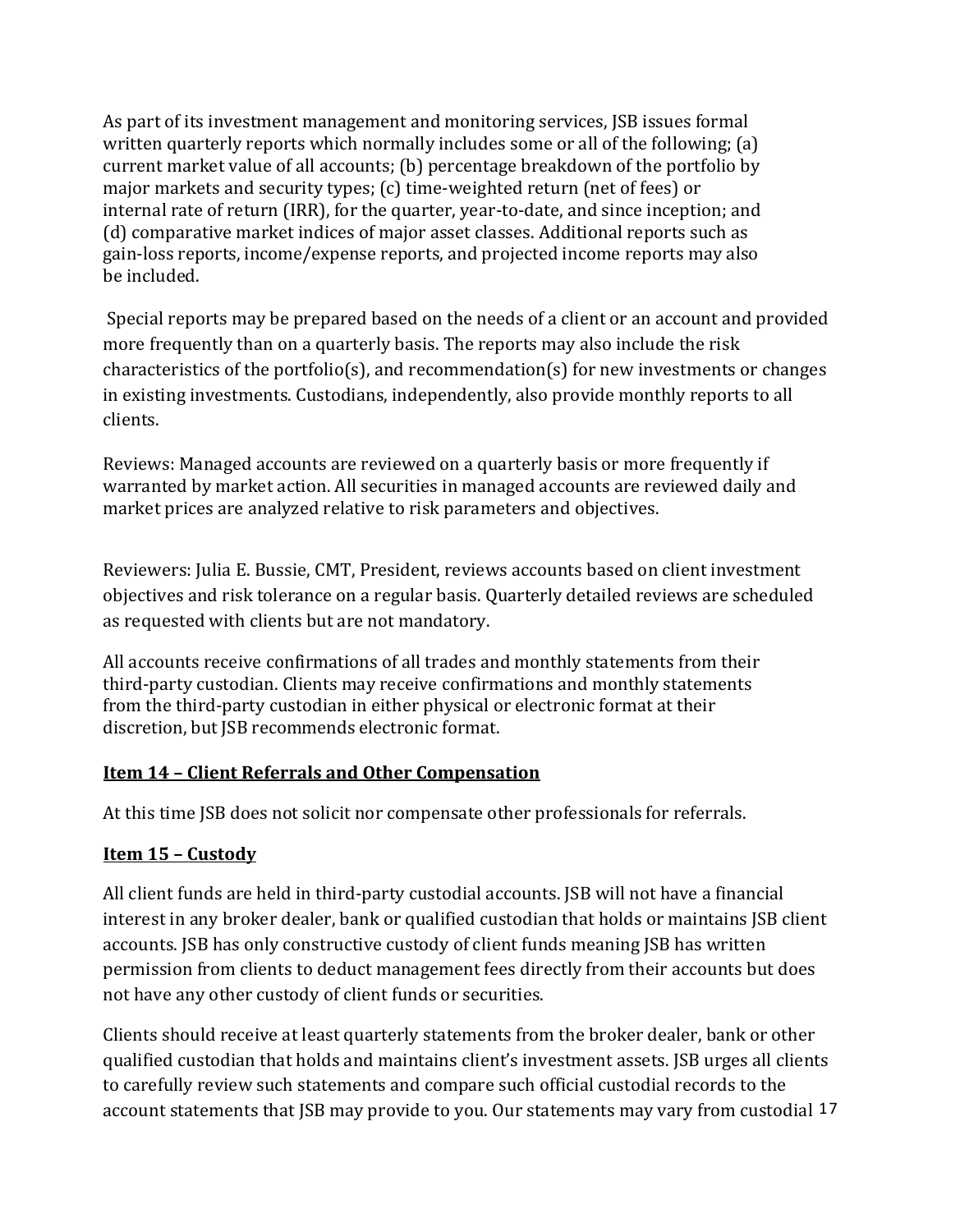As part of its investment management and monitoring services, JSB issues formal written quarterly reports which normally includes some or all of the following; (a) current market value of all accounts; (b) percentage breakdown of the portfolio by major markets and security types; (c) time-weighted return (net of fees) or internal rate of return (IRR), for the quarter, year-to-date, and since inception; and (d) comparative market indices of major asset classes. Additional reports such as gain-loss reports, income/expense reports, and projected income reports may also be included.

Special reports may be prepared based on the needs of a client or an account and provided more frequently than on a quarterly basis. The reports may also include the risk characteristics of the portfolio(s), and recommendation(s) for new investments or changes in existing investments. Custodians, independently, also provide monthly reports to all clients.

Reviews: Managed accounts are reviewed on a quarterly basis or more frequently if warranted by market action. All securities in managed accounts are reviewed daily and market prices are analyzed relative to risk parameters and objectives.

Reviewers: Julia E. Bussie, CMT, President, reviews accounts based on client investment objectives and risk tolerance on a regular basis. Quarterly detailed reviews are scheduled as requested with clients but are not mandatory.

All accounts receive confirmations of all trades and monthly statements from their third-party custodian. Clients may receive confirmations and monthly statements from the third-party custodian in either physical or electronic format at their discretion, but JSB recommends electronic format.

## Item 14 – Client Referrals and Other Compensation

At this time JSB does not solicit nor compensate other professionals for referrals.

## Item 15 – Custody

All client funds are held in third-party custodial accounts. JSB will not have a financial interest in any broker dealer, bank or qualified custodian that holds or maintains JSB client accounts. JSB has only constructive custody of client funds meaning JSB has written permission from clients to deduct management fees directly from their accounts but does not have any other custody of client funds or securities.

Clients should receive at least quarterly statements from the broker dealer, bank or other qualified custodian that holds and maintains client's investment assets. JSB urges all clients to carefully review such statements and compare such official custodial records to the account statements that JSB may provide to you. Our statements may vary from custodial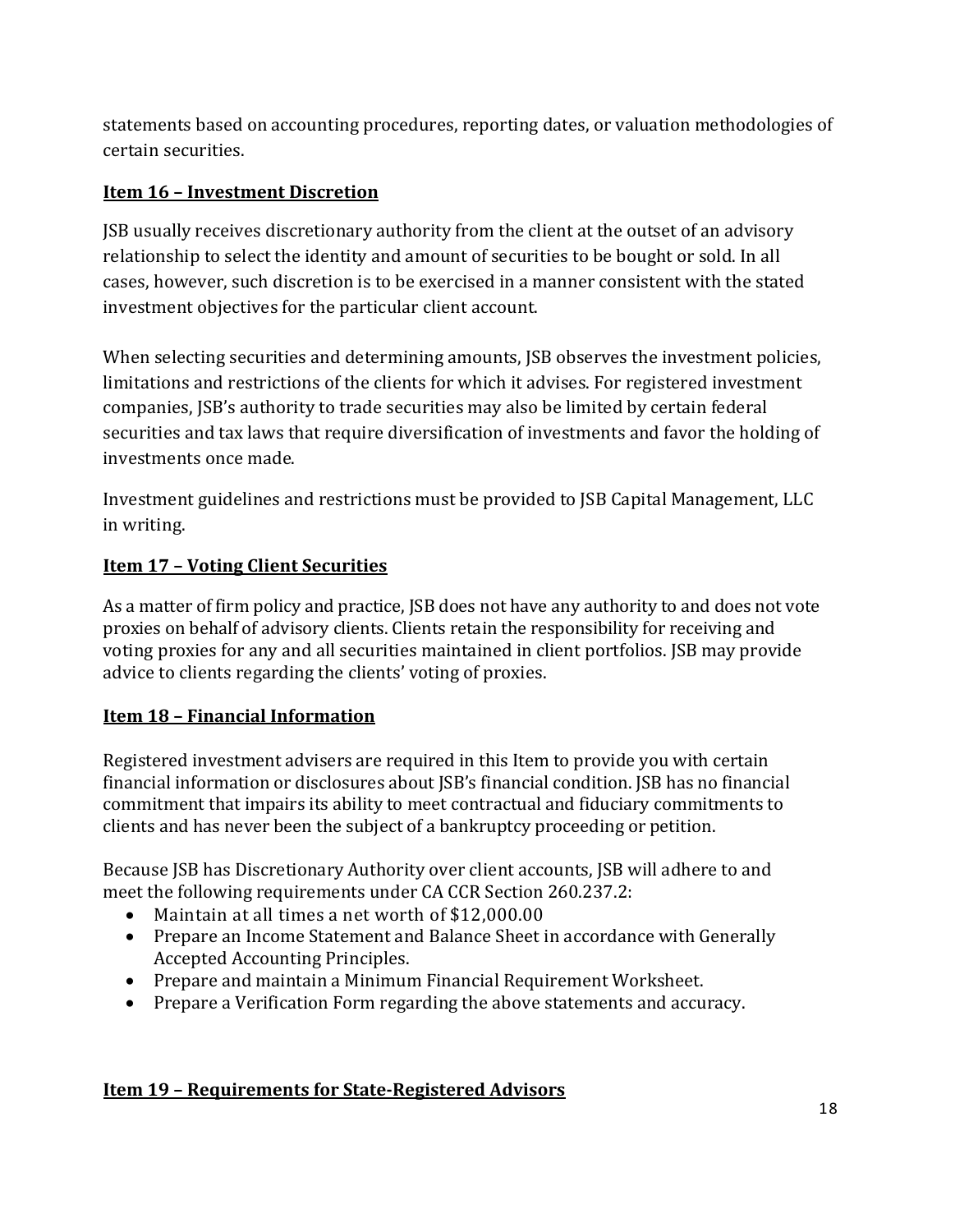statements based on accounting procedures, reporting dates, or valuation methodologies of certain securities.

## Item 16 – Investment Discretion

JSB usually receives discretionary authority from the client at the outset of an advisory relationship to select the identity and amount of securities to be bought or sold. In all cases, however, such discretion is to be exercised in a manner consistent with the stated investment objectives for the particular client account.

When selecting securities and determining amounts, JSB observes the investment policies, limitations and restrictions of the clients for which it advises. For registered investment companies, JSB's authority to trade securities may also be limited by certain federal securities and tax laws that require diversification of investments and favor the holding of investments once made.

Investment guidelines and restrictions must be provided to JSB Capital Management, LLC in writing.

## Item 17 – Voting Client Securities

As a matter of firm policy and practice, JSB does not have any authority to and does not vote proxies on behalf of advisory clients. Clients retain the responsibility for receiving and voting proxies for any and all securities maintained in client portfolios. JSB may provide advice to clients regarding the clients' voting of proxies.

## Item 18 – Financial Information

Registered investment advisers are required in this Item to provide you with certain financial information or disclosures about JSB's financial condition. JSB has no financial commitment that impairs its ability to meet contractual and fiduciary commitments to clients and has never been the subject of a bankruptcy proceeding or petition.

Because JSB has Discretionary Authority over client accounts, JSB will adhere to and meet the following requirements under CA CCR Section 260.237.2:

- Maintain at all times a net worth of $12,000.00
- Prepare an Income Statement and Balance Sheet in accordance with Generally Accepted Accounting Principles.
- Prepare and maintain a Minimum Financial Requirement Worksheet.
- Prepare a Verification Form regarding the above statements and accuracy.

## Item 19 – Requirements for State-Registered Advisors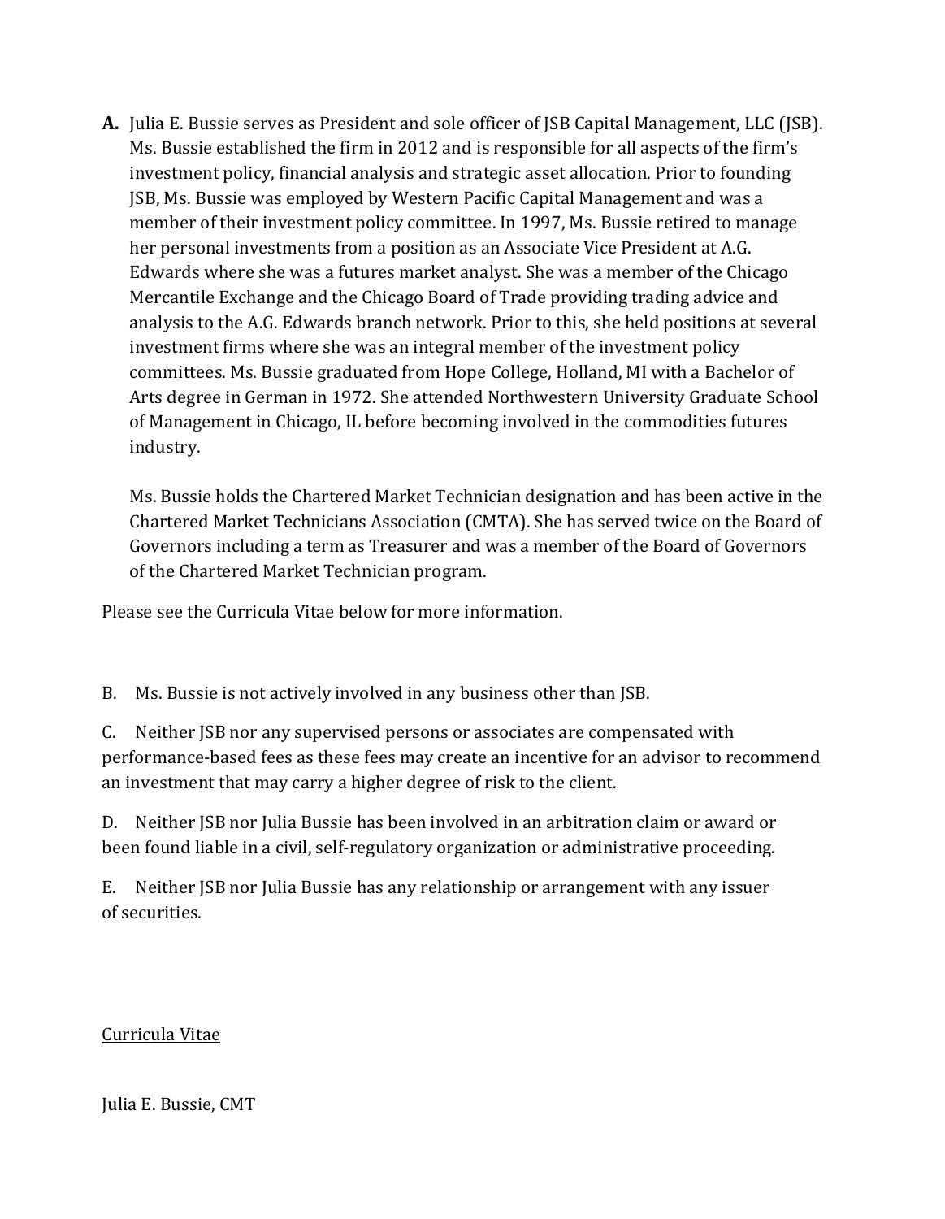**A.** Julia E. Bussie serves as President and sole officer of JSB Capital Management, LLC (JSB). Ms. Bussie established the firm in 2012 and is responsible for all aspects of the firm's investment policy, financial analysis and strategic asset allocation. Prior to founding JSB, Ms. Bussie was employed by Western Pacific Capital Management and was a member of their investment policy committee. In 1997, Ms. Bussie retired to manage her personal investments from a position as an Associate Vice President at A.G. Edwards where she was a futures market analyst. She was a member of the Chicago Mercantile Exchange and the Chicago Board of Trade providing trading advice and analysis to the A.G. Edwards branch network. Prior to this, she held positions at several investment firms where she was an integral member of the investment policy committees. Ms. Bussie graduated from Hope College, Holland, MI with a Bachelor of Arts degree in German in 1972. She attended Northwestern University Graduate School of Management in Chicago, IL before becoming involved in the commodities futures industry.

Ms. Bussie holds the Chartered Market Technician designation and has been active in the Chartered Market Technicians Association (CMTA). She has served twice on the Board of Governors including a term as Treasurer and was a member of the Board of Governors of the Chartered Market Technician program.

Please see the Curricula Vitae below for more information.

B. Ms. Bussie is not actively involved in any business other than JSB.

C. Neither JSB nor any supervised persons or associates are compensated with performance-based fees as these fees may create an incentive for an advisor to recommend an investment that may carry a higher degree of risk to the client.

D. Neither JSB nor Julia Bussie has been involved in an arbitration claim or award or been found liable in a civil, self-regulatory organization or administrative proceeding.

E. Neither JSB nor Julia Bussie has any relationship or arrangement with any issuer of securities.

Curricula Vitae

Julia E. Bussie, CMT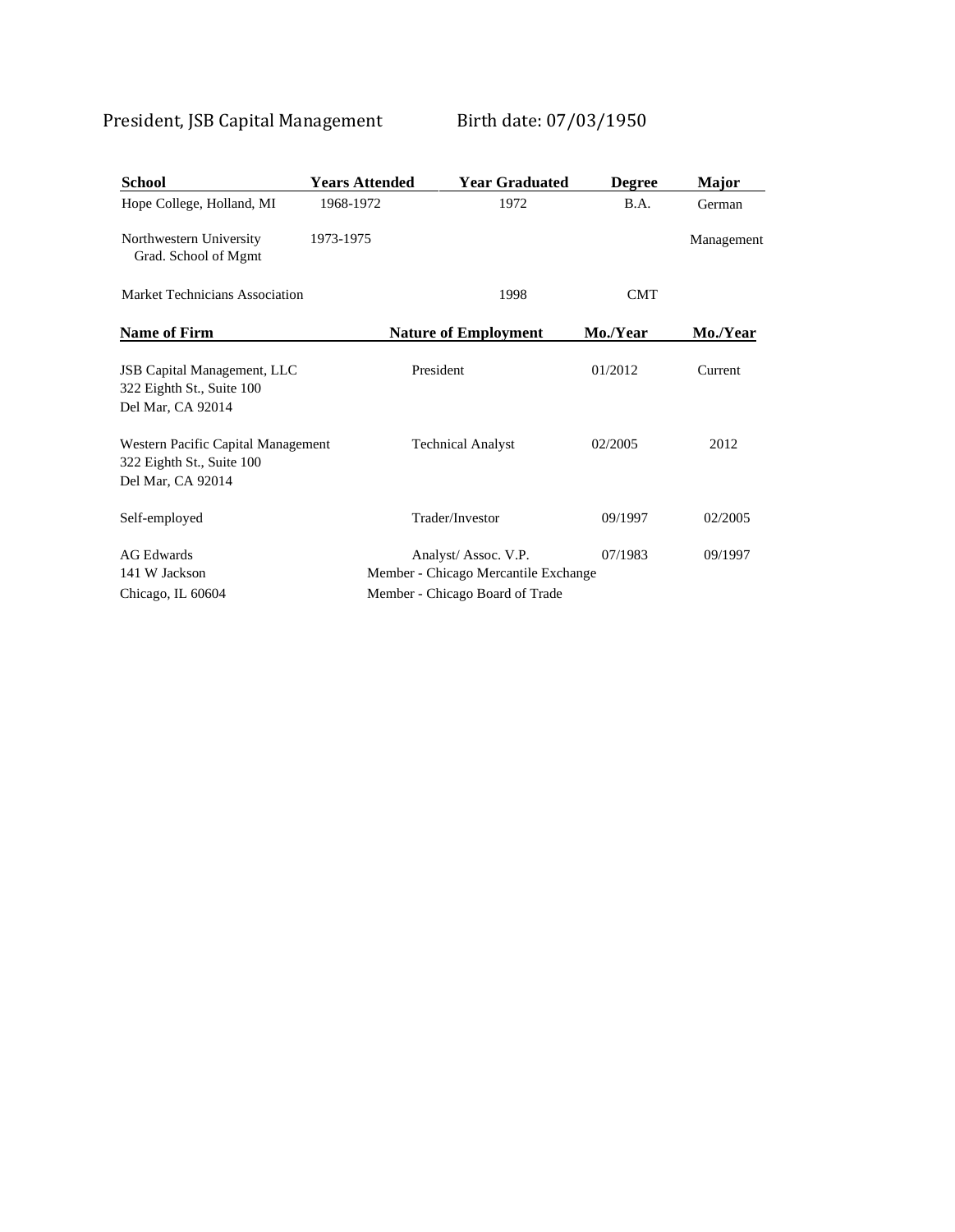President, JSB Capital Management Birth date: 07/03/1950

| School | Years Attended | Year Graduated | Degree | Major |
| --- | --- | --- | --- | --- |
| Hope College, Holland, MI | 1968-1972 | 1972 | B.A. | German |
| Northwestern University Grad. School of Mgmt | 1973-1975 | | | Management |
| Market Technicians Association | | 1998 | CMT | |

| Name of Firm | Nature of Employment | Mo./Year | Mo./Year |
| --- | --- | --- | --- |
| JSB Capital Management, LLC 322 Eighth St., Suite 100 Del Mar, CA 92014 | President | 01/2012 | Current |
| Western Pacific Capital Management 322 Eighth St., Suite 100 Del Mar, CA 92014 | Technical Analyst | 02/2005 | 2012 |
| Self-employed | Trader/Investor | 09/1997 | 02/2005 |
| AG Edwards 141 W Jackson Chicago, IL 60604 | Analyst/ Assoc. V.P. Member - Chicago Mercantile Exchange Member - Chicago Board of Trade | 07/1983 | 09/1997 |